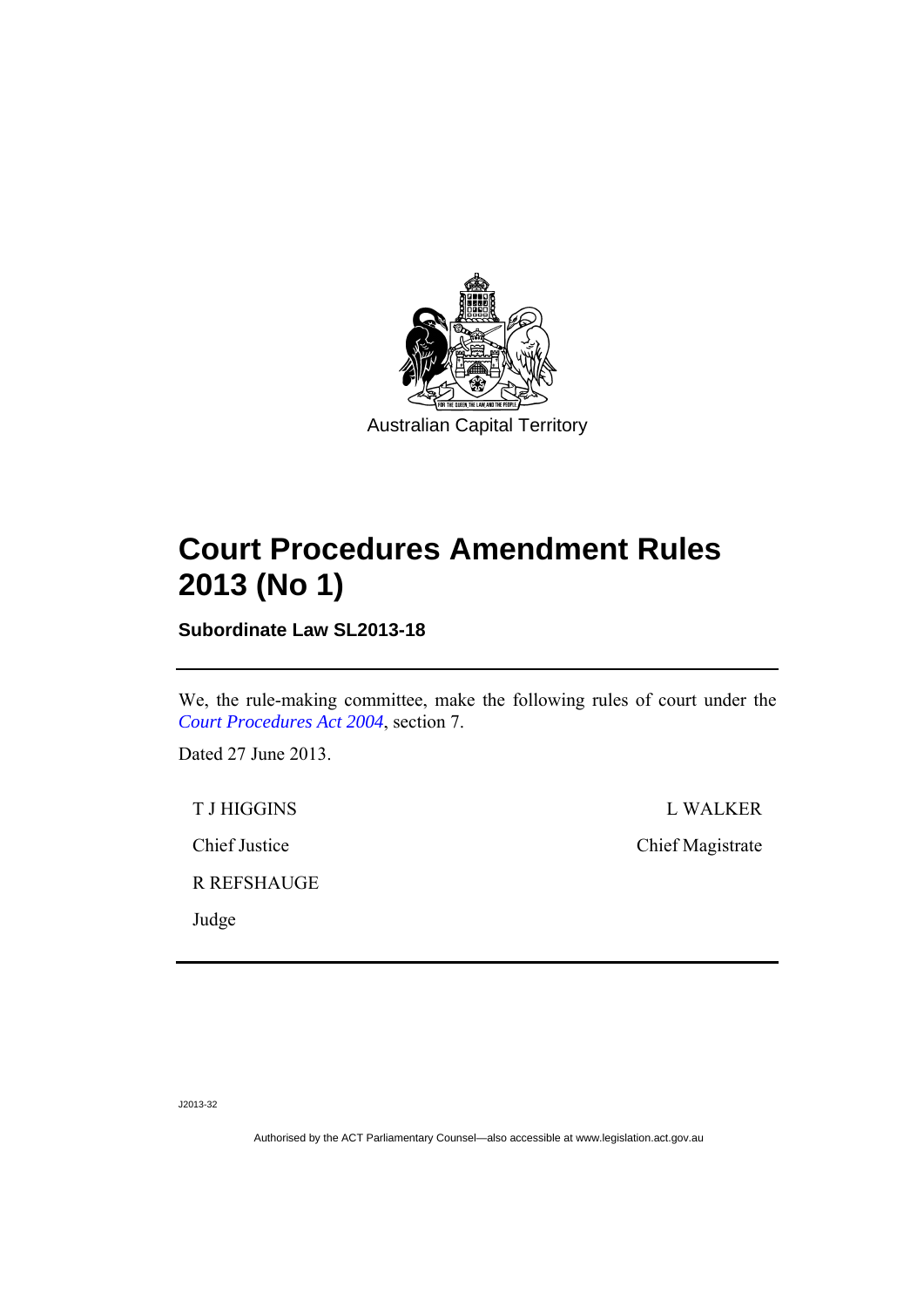Australian Capital Territory

# Court Procedures Amendment Rules 2013 (No 1)

**Subordinate Law SL2013-18**

---

We, the rule-making committee, make the following rules of court under the *Court Procedures Act 2004*, section 7.

Dated 27 June 2013.

T J HIGGINS

Chief Justice

L WALKER

Chief Magistrate

R REFSHAUGE

Judge

---

J2013-32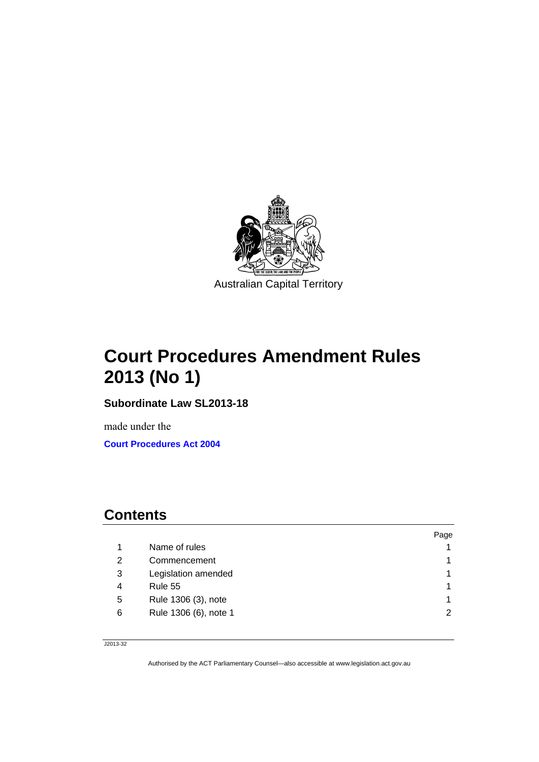Australian Capital Territory

# Court Procedures Amendment Rules 2013 (No 1)

**Subordinate Law SL2013-18**

made under the

**Court Procedures Act 2004**

## Contents

| | | Page |
|---|---|---|
| 1 | Name of rules | 1 |
| 2 | Commencement | 1 |
| 3 | Legislation amended | 1 |
| 4 | Rule 55 | 1 |
| 5 | Rule 1306 (3), note | 1 |
| 6 | Rule 1306 (6), note 1 | 2 |

J2013-32

Authorised by the ACT Parliamentary Counsel—also accessible at www.legislation.act.gov.au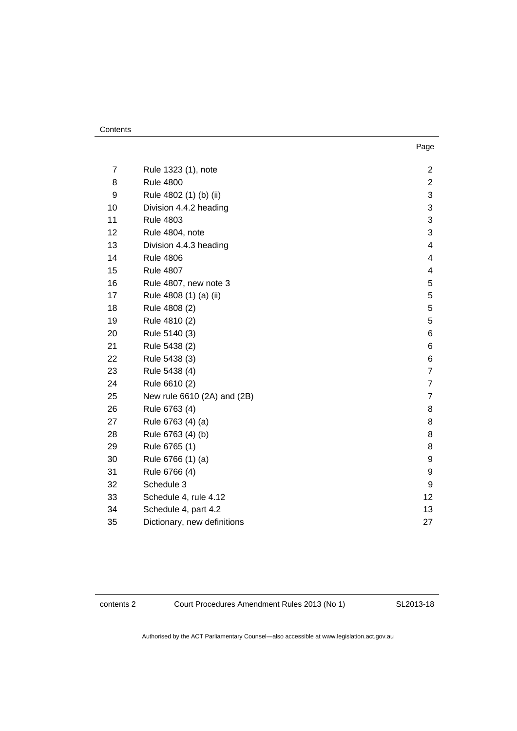Contents

| | | Page |
|---|---|---|
| 7 | Rule 1323 (1), note | 2 |
| 8 | Rule 4800 | 2 |
| 9 | Rule 4802 (1) (b) (ii) | 3 |
| 10 | Division 4.4.2 heading | 3 |
| 11 | Rule 4803 | 3 |
| 12 | Rule 4804, note | 3 |
| 13 | Division 4.4.3 heading | 4 |
| 14 | Rule 4806 | 4 |
| 15 | Rule 4807 | 4 |
| 16 | Rule 4807, new note 3 | 5 |
| 17 | Rule 4808 (1) (a) (ii) | 5 |
| 18 | Rule 4808 (2) | 5 |
| 19 | Rule 4810 (2) | 5 |
| 20 | Rule 5140 (3) | 6 |
| 21 | Rule 5438 (2) | 6 |
| 22 | Rule 5438 (3) | 6 |
| 23 | Rule 5438 (4) | 7 |
| 24 | Rule 6610 (2) | 7 |
| 25 | New rule 6610 (2A) and (2B) | 7 |
| 26 | Rule 6763 (4) | 8 |
| 27 | Rule 6763 (4) (a) | 8 |
| 28 | Rule 6763 (4) (b) | 8 |
| 29 | Rule 6765 (1) | 8 |
| 30 | Rule 6766 (1) (a) | 9 |
| 31 | Rule 6766 (4) | 9 |
| 32 | Schedule 3 | 9 |
| 33 | Schedule 4, rule 4.12 | 12 |
| 34 | Schedule 4, part 4.2 | 13 |
| 35 | Dictionary, new definitions | 27 |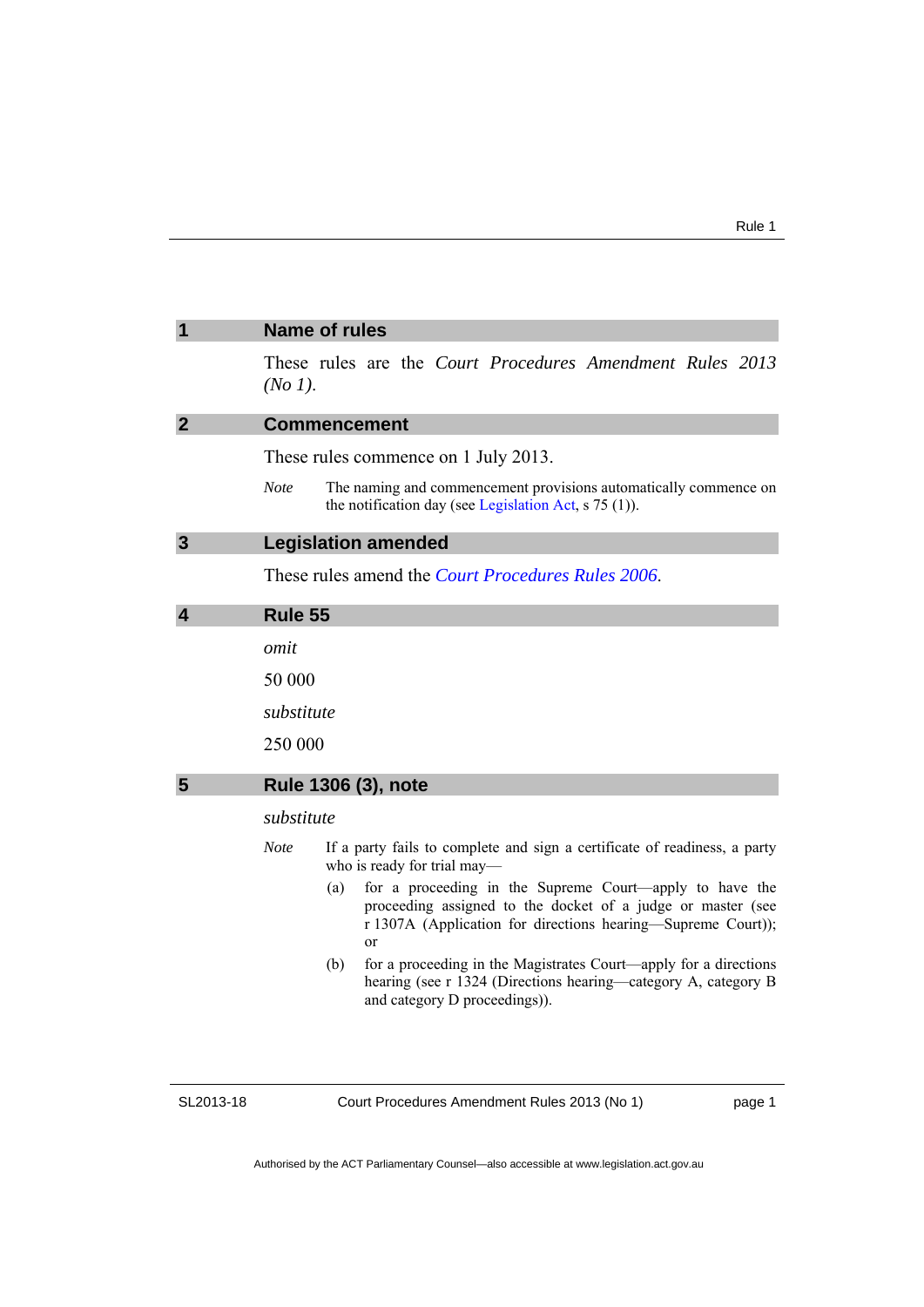## 1 Name of rules

These rules are the *Court Procedures Amendment Rules 2013 (No 1)*.

## 2 Commencement

These rules commence on 1 July 2013.

*Note* The naming and commencement provisions automatically commence on the notification day (see Legislation Act, s 75 (1)).

## 3 Legislation amended

These rules amend the *Court Procedures Rules 2006*.

## 4 Rule 55

*omit*

50 000

*substitute*

250 000

## 5 Rule 1306 (3), note

*substitute*

*Note* If a party fails to complete and sign a certificate of readiness, a party who is ready for trial may—

(a) for a proceeding in the Supreme Court—apply to have the proceeding assigned to the docket of a judge or master (see r 1307A (Application for directions hearing—Supreme Court)); or

(b) for a proceeding in the Magistrates Court—apply for a directions hearing (see r 1324 (Directions hearing—category A, category B and category D proceedings)).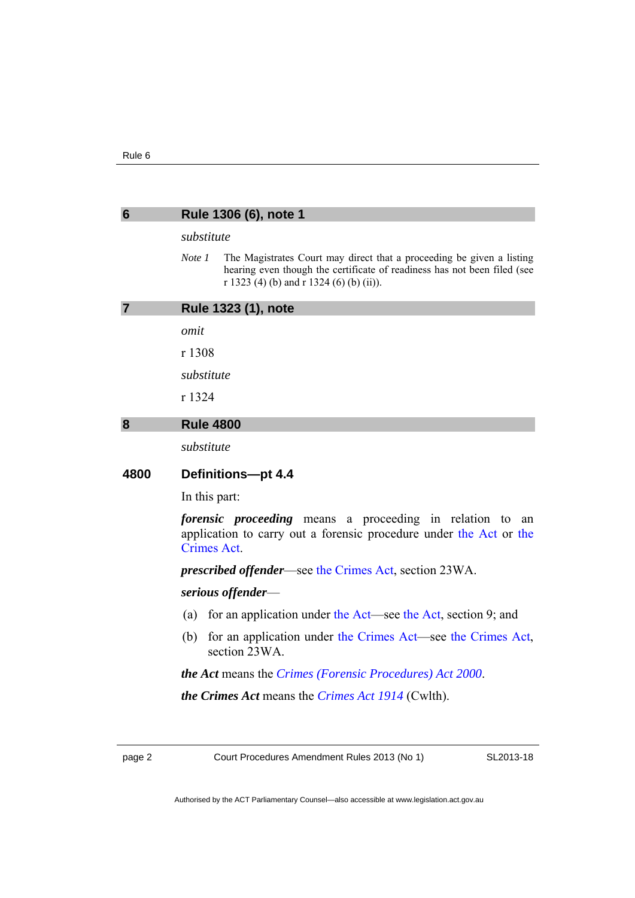## 6 Rule 1306 (6), note 1

*substitute*

*Note 1* The Magistrates Court may direct that a proceeding be given a listing hearing even though the certificate of readiness has not been filed (see r 1323 (4) (b) and r 1324 (6) (b) (ii)).

## 7 Rule 1323 (1), note

*omit*

r 1308

*substitute*

r 1324

## 8 Rule 4800

*substitute*

### 4800 Definitions—pt 4.4

In this part:

***forensic proceeding*** means a proceeding in relation to an application to carry out a forensic procedure under the Act or the Crimes Act.

***prescribed offender***—see the Crimes Act, section 23WA.

***serious offender***—

(a) for an application under the Act—see the Act, section 9; and

(b) for an application under the Crimes Act—see the Crimes Act, section 23WA.

***the Act*** means the *Crimes (Forensic Procedures) Act 2000*.

***the Crimes Act*** means the *Crimes Act 1914* (Cwlth).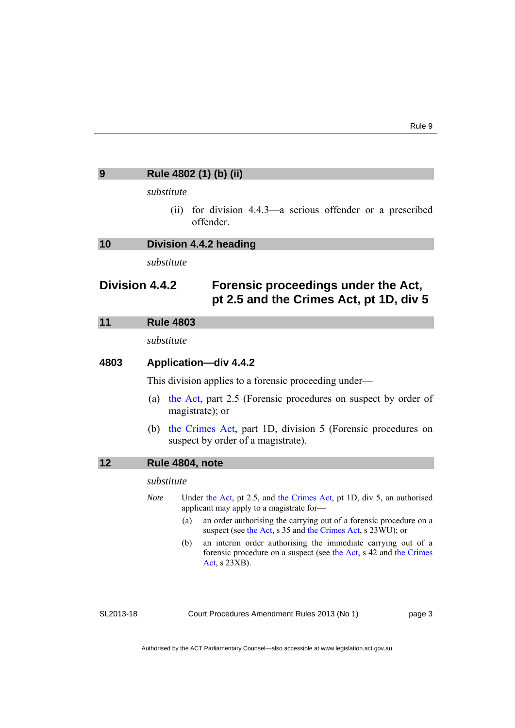## 9 Rule 4802 (1) (b) (ii)

*substitute*

(ii) for division 4.4.3—a serious offender or a prescribed offender.

## 10 Division 4.4.2 heading

*substitute*

## Division 4.4.2 Forensic proceedings under the Act, pt 2.5 and the Crimes Act, pt 1D, div 5

## 11 Rule 4803

*substitute*

### 4803 Application—div 4.4.2

This division applies to a forensic proceeding under—

(a) the Act, part 2.5 (Forensic procedures on suspect by order of magistrate); or

(b) the Crimes Act, part 1D, division 5 (Forensic procedures on suspect by order of a magistrate).

## 12 Rule 4804, note

*substitute*

*Note* Under the Act, pt 2.5, and the Crimes Act, pt 1D, div 5, an authorised applicant may apply to a magistrate for—

(a) an order authorising the carrying out of a forensic procedure on a suspect (see the Act, s 35 and the Crimes Act, s 23WU); or

(b) an interim order authorising the immediate carrying out of a forensic procedure on a suspect (see the Act, s 42 and the Crimes Act, s 23XB).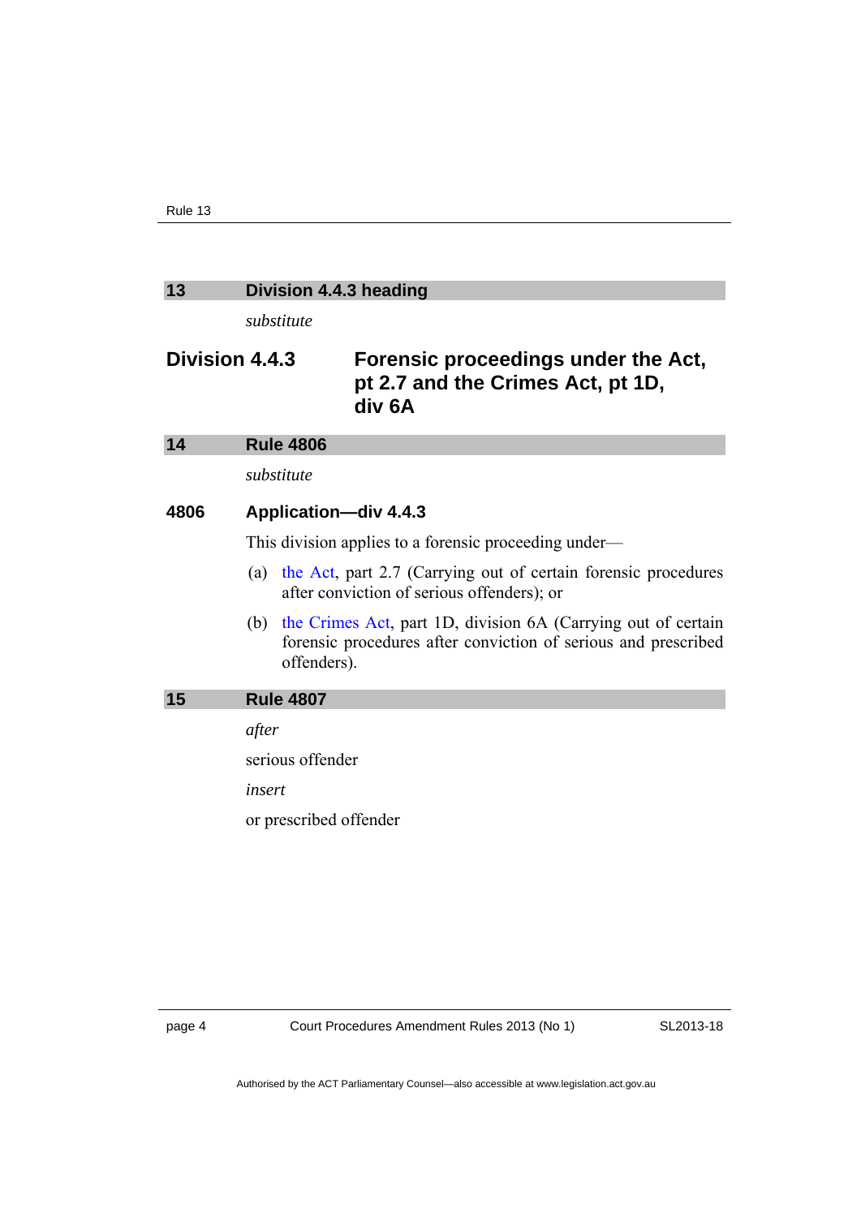## 13 Division 4.4.3 heading

*substitute*

### Division 4.4.3 Forensic proceedings under the Act, pt 2.7 and the Crimes Act, pt 1D, div 6A

## 14 Rule 4806

*substitute*

### 4806 Application—div 4.4.3

This division applies to a forensic proceeding under—

(a) the Act, part 2.7 (Carrying out of certain forensic procedures after conviction of serious offenders); or

(b) the Crimes Act, part 1D, division 6A (Carrying out of certain forensic procedures after conviction of serious and prescribed offenders).

## 15 Rule 4807

*after*

serious offender

*insert*

or prescribed offender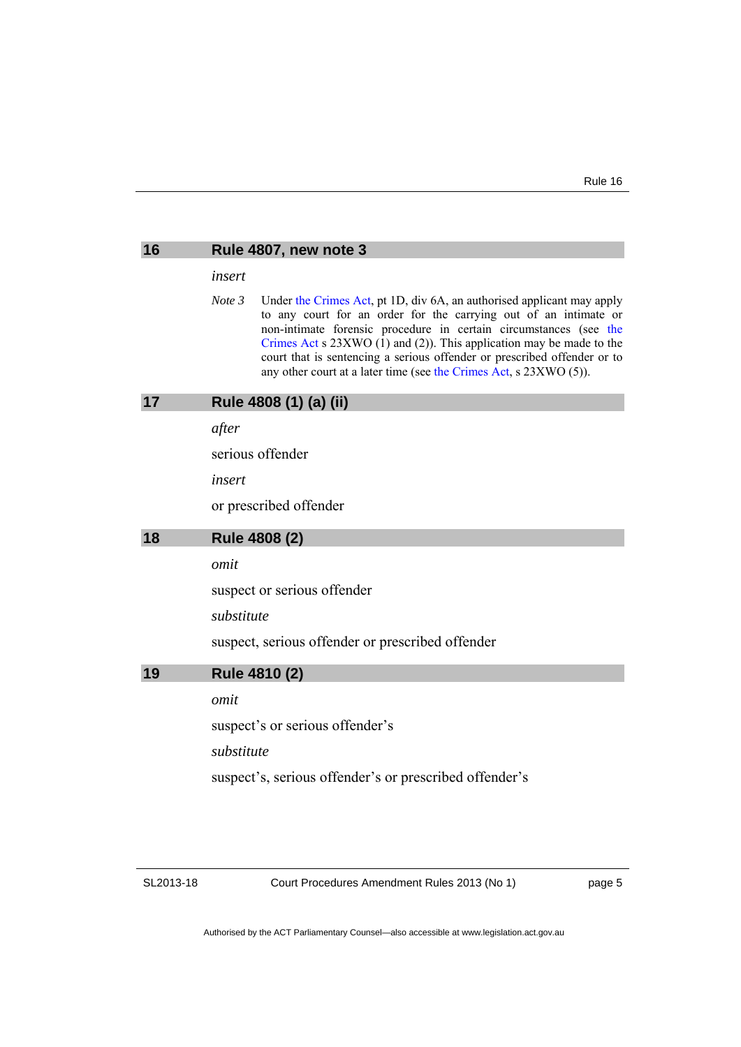## 16 Rule 4807, new note 3

*insert*

*Note 3* Under the Crimes Act, pt 1D, div 6A, an authorised applicant may apply to any court for an order for the carrying out of an intimate or non-intimate forensic procedure in certain circumstances (see the Crimes Act s 23XWO (1) and (2)). This application may be made to the court that is sentencing a serious offender or prescribed offender or to any other court at a later time (see the Crimes Act, s 23XWO (5)).

## 17 Rule 4808 (1) (a) (ii)

*after*

serious offender

*insert*

or prescribed offender

## 18 Rule 4808 (2)

*omit*

suspect or serious offender

*substitute*

suspect, serious offender or prescribed offender

## 19 Rule 4810 (2)

*omit*

suspect's or serious offender's

*substitute*

suspect's, serious offender's or prescribed offender's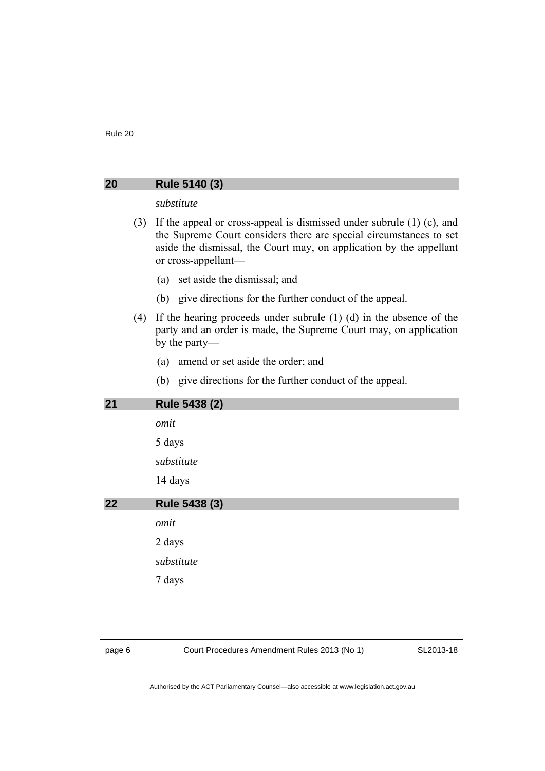## 20 Rule 5140 (3)

*substitute*

(3) If the appeal or cross-appeal is dismissed under subrule (1) (c), and the Supreme Court considers there are special circumstances to set aside the dismissal, the Court may, on application by the appellant or cross-appellant—

(a) set aside the dismissal; and

(b) give directions for the further conduct of the appeal.

(4) If the hearing proceeds under subrule (1) (d) in the absence of the party and an order is made, the Supreme Court may, on application by the party—

(a) amend or set aside the order; and

(b) give directions for the further conduct of the appeal.

## 21 Rule 5438 (2)

*omit*

5 days

*substitute*

14 days

## 22 Rule 5438 (3)

*omit*

2 days

*substitute*

7 days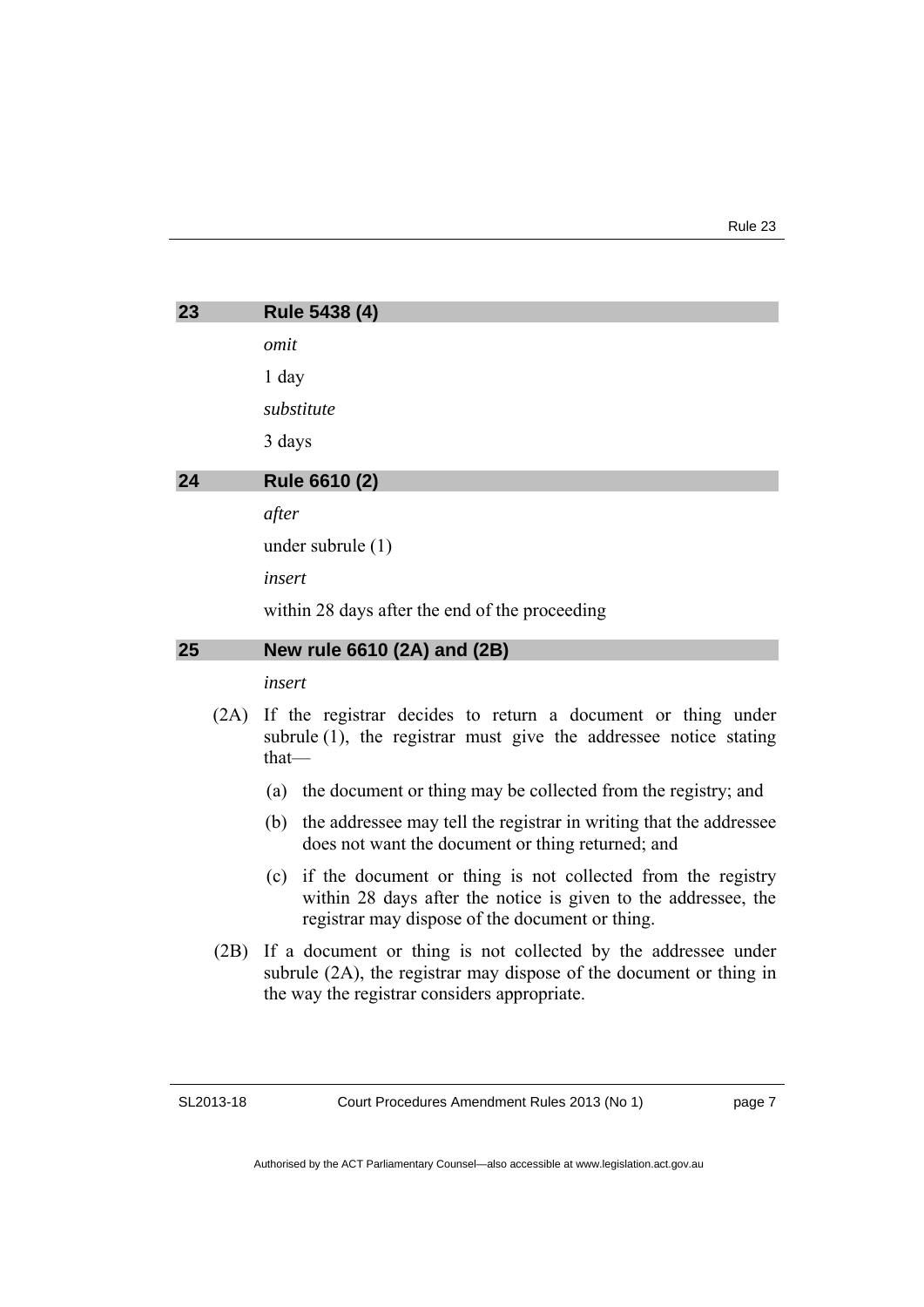## 23 Rule 5438 (4)

*omit*

1 day

*substitute*

3 days

## 24 Rule 6610 (2)

*after*

under subrule (1)

*insert*

within 28 days after the end of the proceeding

## 25 New rule 6610 (2A) and (2B)

*insert*

(2A) If the registrar decides to return a document or thing under subrule (1), the registrar must give the addressee notice stating that—

(a) the document or thing may be collected from the registry; and

(b) the addressee may tell the registrar in writing that the addressee does not want the document or thing returned; and

(c) if the document or thing is not collected from the registry within 28 days after the notice is given to the addressee, the registrar may dispose of the document or thing.

(2B) If a document or thing is not collected by the addressee under subrule (2A), the registrar may dispose of the document or thing in the way the registrar considers appropriate.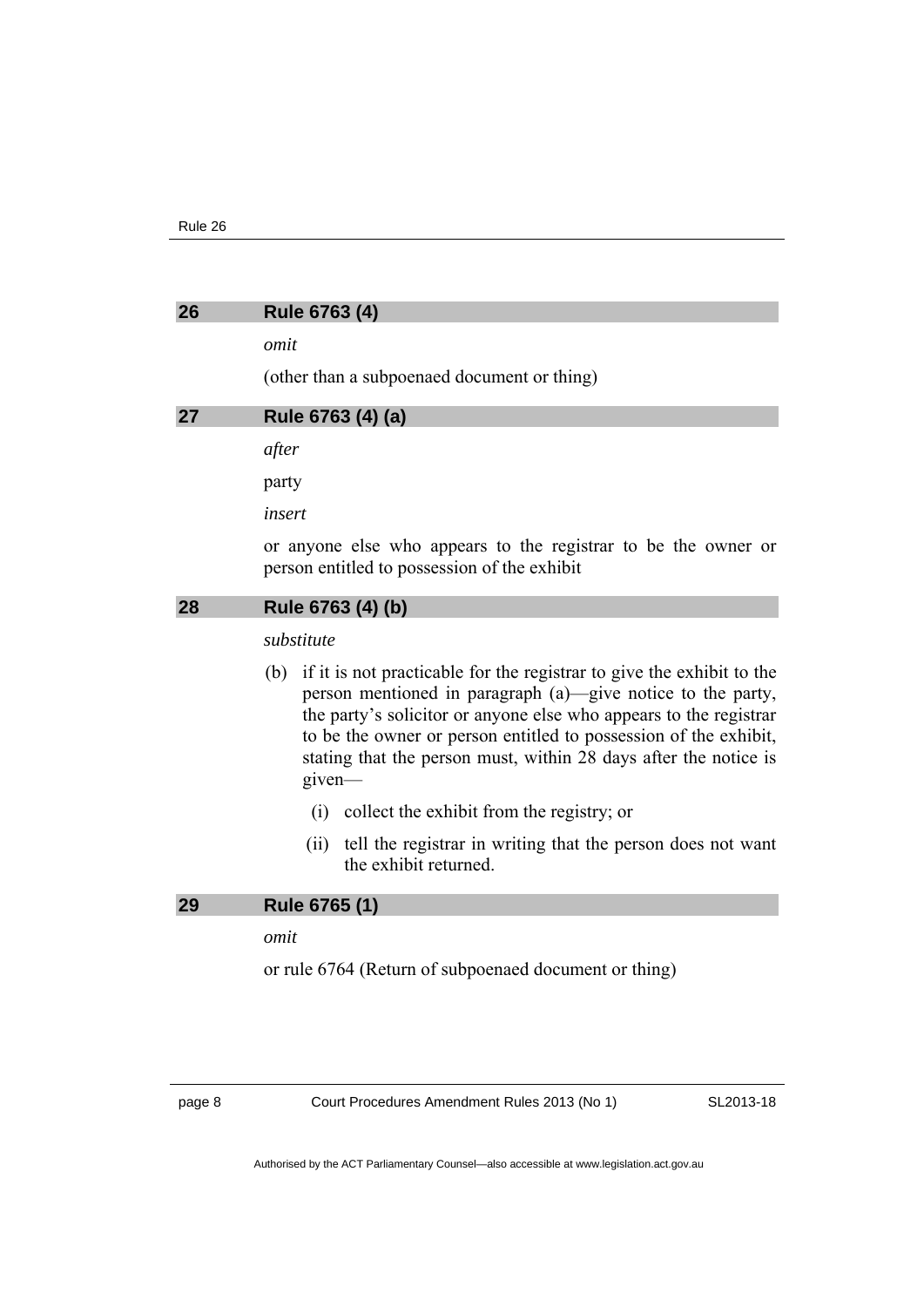## 26 Rule 6763 (4)

*omit*

(other than a subpoenaed document or thing)

## 27 Rule 6763 (4) (a)

*after*

party

*insert*

or anyone else who appears to the registrar to be the owner or person entitled to possession of the exhibit

## 28 Rule 6763 (4) (b)

*substitute*

(b) if it is not practicable for the registrar to give the exhibit to the person mentioned in paragraph (a)—give notice to the party, the party's solicitor or anyone else who appears to the registrar to be the owner or person entitled to possession of the exhibit, stating that the person must, within 28 days after the notice is given—

  (i) collect the exhibit from the registry; or

  (ii) tell the registrar in writing that the person does not want the exhibit returned.

## 29 Rule 6765 (1)

*omit*

or rule 6764 (Return of subpoenaed document or thing)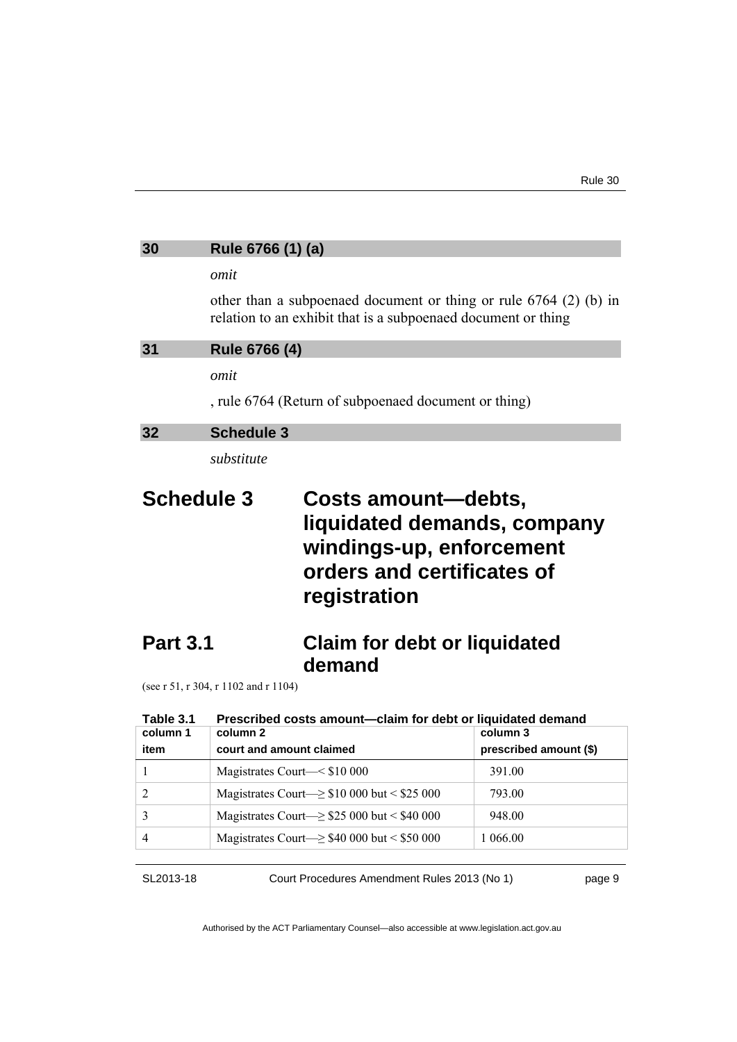## 30 Rule 6766 (1) (a)

*omit*

other than a subpoenaed document or thing or rule 6764 (2) (b) in relation to an exhibit that is a subpoenaed document or thing

## 31 Rule 6766 (4)

*omit*

, rule 6764 (Return of subpoenaed document or thing)

## 32 Schedule 3

*substitute*

# Schedule 3 Costs amount—debts, liquidated demands, company windings-up, enforcement orders and certificates of registration

## Part 3.1 Claim for debt or liquidated demand

(see r 51, r 304, r 1102 and r 1104)

**Table 3.1 Prescribed costs amount—claim for debt or liquidated demand**

| column 1<br>item | column 2<br>court and amount claimed | column 3<br>prescribed amount ($) |
|---|---|---|
| 1 | Magistrates Court—< $10 000 | 391.00 |
| 2 | Magistrates Court—≥ $10 000 but < $25 000 | 793.00 |
| 3 | Magistrates Court—≥ $25 000 but < $40 000 | 948.00 |
| 4 | Magistrates Court—≥ $40 000 but < $50 000 | 1 066.00 |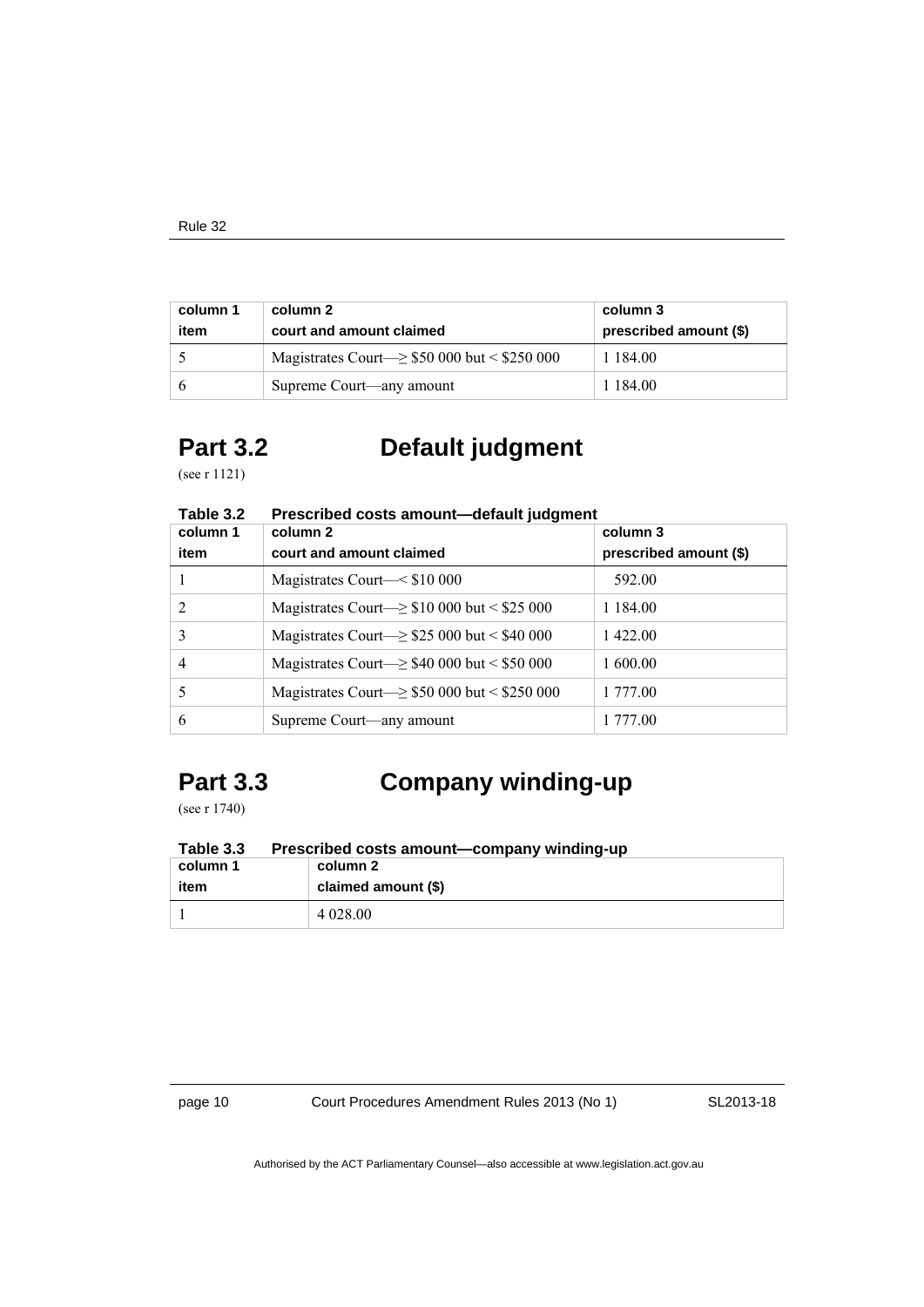| column 1 item | column 2 court and amount claimed | column 3 prescribed amount ($) |
|---|---|---|
| 5 | Magistrates Court—≥ $50 000 but < $250 000 | 1 184.00 |
| 6 | Supreme Court—any amount | 1 184.00 |

## Part 3.2 Default judgment

(see r 1121)

**Table 3.2 Prescribed costs amount—default judgment**

| column 1 item | column 2 court and amount claimed | column 3 prescribed amount ($) |
|---|---|---|
| 1 | Magistrates Court—< $10 000 | 592.00 |
| 2 | Magistrates Court—≥ $10 000 but < $25 000 | 1 184.00 |
| 3 | Magistrates Court—≥ $25 000 but < $40 000 | 1 422.00 |
| 4 | Magistrates Court—≥ $40 000 but < $50 000 | 1 600.00 |
| 5 | Magistrates Court—≥ $50 000 but < $250 000 | 1 777.00 |
| 6 | Supreme Court—any amount | 1 777.00 |

## Part 3.3 Company winding-up

(see r 1740)

**Table 3.3 Prescribed costs amount—company winding-up**

| column 1 item | column 2 claimed amount ($) |
|---|---|
| 1 | 4 028.00 |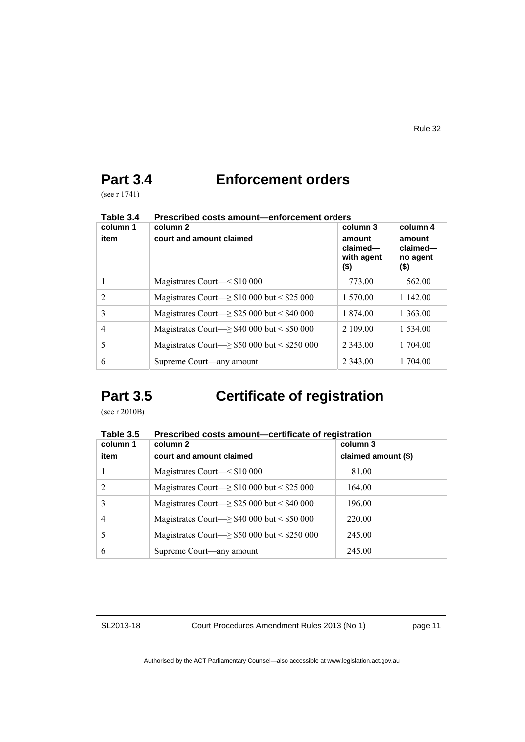## Part 3.4 Enforcement orders

(see r 1741)

**Table 3.4 Prescribed costs amount—enforcement orders**

| column 1<br>item | column 2<br>court and amount claimed | column 3<br>amount claimed—with agent ($) | column 4<br>amount claimed—no agent ($) |
|---|---|---|---|
| 1 | Magistrates Court—< $10 000 | 773.00 | 562.00 |
| 2 | Magistrates Court—≥ $10 000 but < $25 000 | 1 570.00 | 1 142.00 |
| 3 | Magistrates Court—≥ $25 000 but < $40 000 | 1 874.00 | 1 363.00 |
| 4 | Magistrates Court—≥ $40 000 but < $50 000 | 2 109.00 | 1 534.00 |
| 5 | Magistrates Court—≥ $50 000 but < $250 000 | 2 343.00 | 1 704.00 |
| 6 | Supreme Court—any amount | 2 343.00 | 1 704.00 |

## Part 3.5 Certificate of registration

(see r 2010B)

**Table 3.5 Prescribed costs amount—certificate of registration**

| column 1<br>item | column 2<br>court and amount claimed | column 3<br>claimed amount ($) |
|---|---|---|
| 1 | Magistrates Court—< $10 000 | 81.00 |
| 2 | Magistrates Court—≥ $10 000 but < $25 000 | 164.00 |
| 3 | Magistrates Court—≥ $25 000 but < $40 000 | 196.00 |
| 4 | Magistrates Court—≥ $40 000 but < $50 000 | 220.00 |
| 5 | Magistrates Court—≥ $50 000 but < $250 000 | 245.00 |
| 6 | Supreme Court—any amount | 245.00 |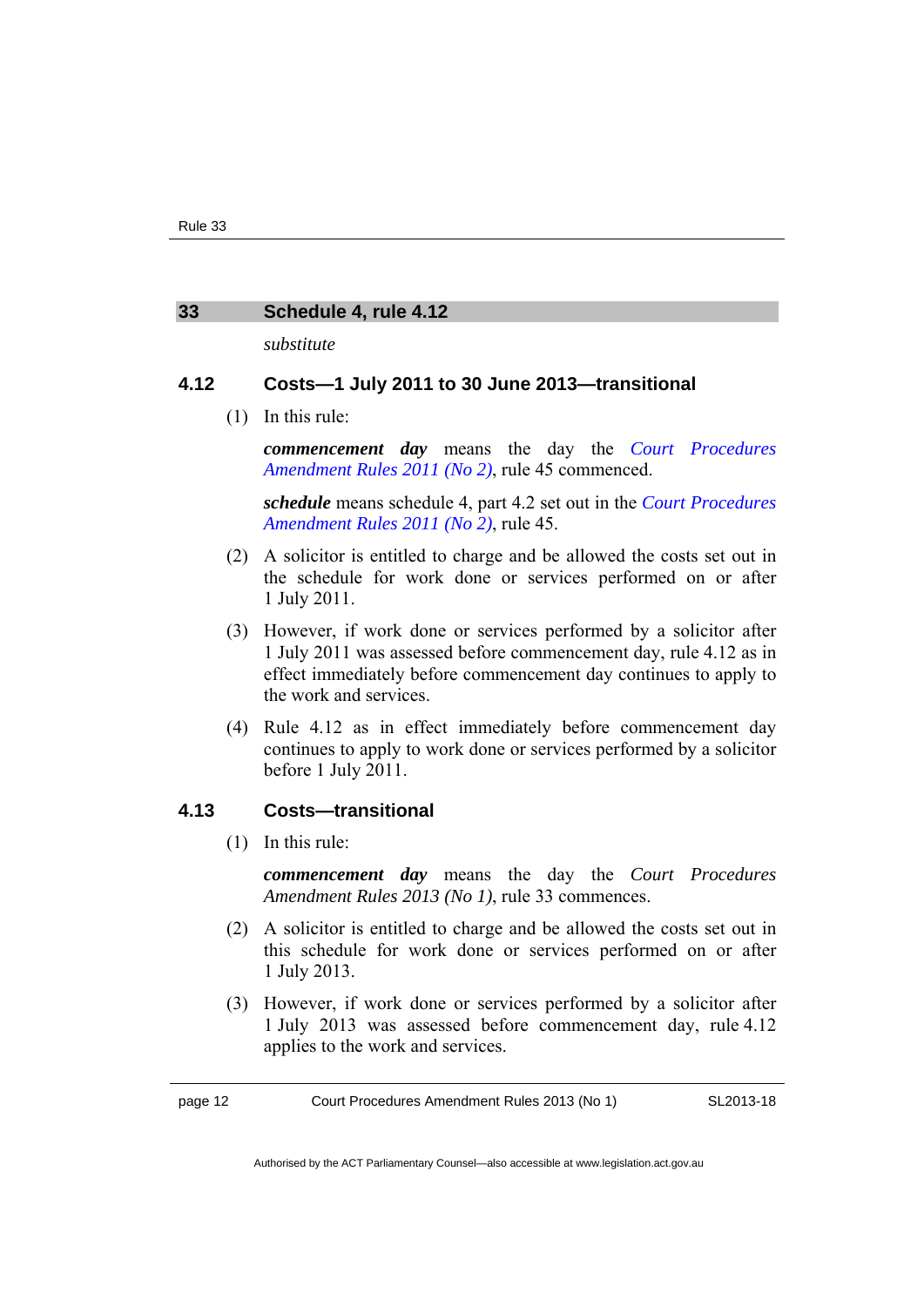## 33 Schedule 4, rule 4.12

*substitute*

### 4.12 Costs—1 July 2011 to 30 June 2013—transitional

(1) In this rule:

***commencement day*** means the day the *Court Procedures Amendment Rules 2011 (No 2)*, rule 45 commenced.

***schedule*** means schedule 4, part 4.2 set out in the *Court Procedures Amendment Rules 2011 (No 2)*, rule 45.

(2) A solicitor is entitled to charge and be allowed the costs set out in the schedule for work done or services performed on or after 1 July 2011.

(3) However, if work done or services performed by a solicitor after 1 July 2011 was assessed before commencement day, rule 4.12 as in effect immediately before commencement day continues to apply to the work and services.

(4) Rule 4.12 as in effect immediately before commencement day continues to apply to work done or services performed by a solicitor before 1 July 2011.

### 4.13 Costs—transitional

(1) In this rule:

***commencement day*** means the day the *Court Procedures Amendment Rules 2013 (No 1)*, rule 33 commences.

(2) A solicitor is entitled to charge and be allowed the costs set out in this schedule for work done or services performed on or after 1 July 2013.

(3) However, if work done or services performed by a solicitor after 1 July 2013 was assessed before commencement day, rule 4.12 applies to the work and services.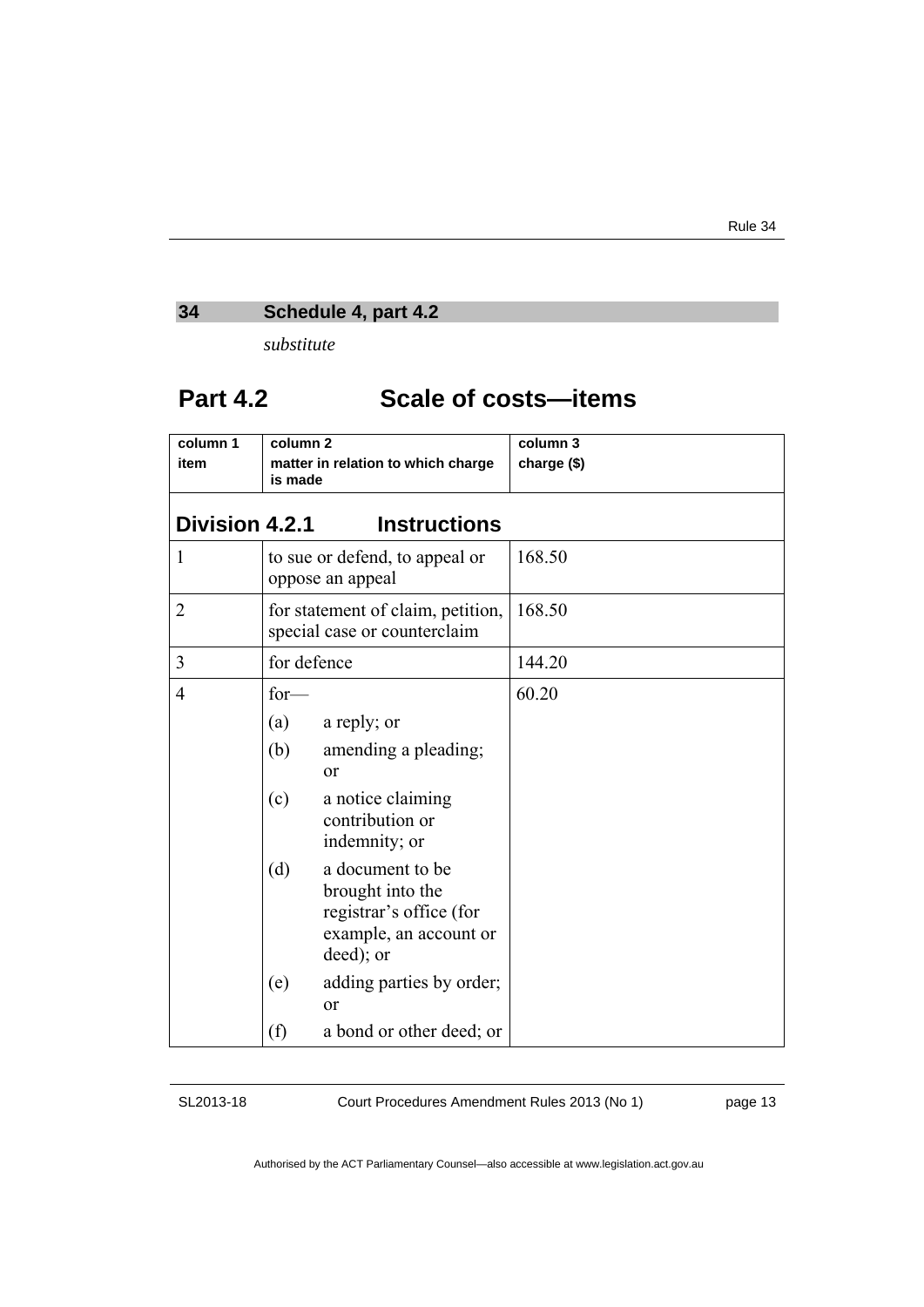## 34 Schedule 4, part 4.2

*substitute*

# Part 4.2 Scale of costs—items

| column 1<br>item | column 2<br>matter in relation to which charge is made | column 3<br>charge ($) |
|---|---|---|
| **Division 4.2.1 Instructions** | | |
| 1 | to sue or defend, to appeal or oppose an appeal | 168.50 |
| 2 | for statement of claim, petition, special case or counterclaim | 168.50 |
| 3 | for defence | 144.20 |
| 4 | for—<br>(a) a reply; or<br>(b) amending a pleading; or<br>(c) a notice claiming contribution or indemnity; or<br>(d) a document to be brought into the registrar's office (for example, an account or deed); or<br>(e) adding parties by order; or<br>(f) a bond or other deed; or | 60.20 |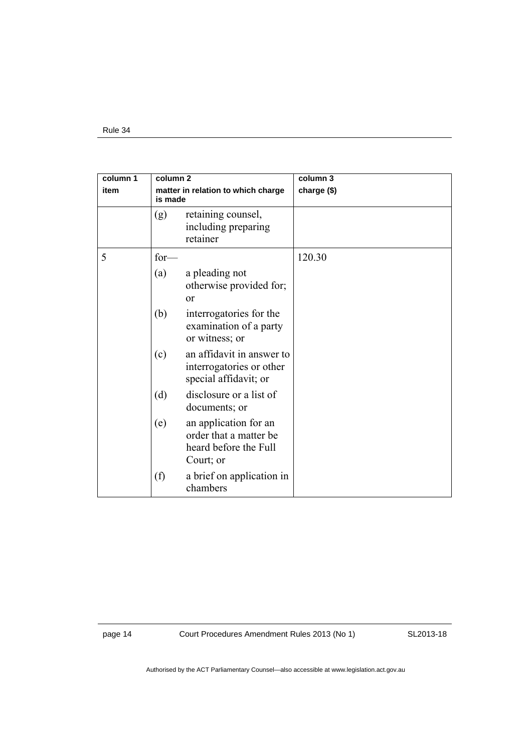| column 1 item | column 2 matter in relation to which charge is made | column 3 charge ($) |
| --- | --- | --- |
| | (g) retaining counsel, including preparing retainer | |
| 5 | for—<br>(a) a pleading not otherwise provided for; or<br>(b) interrogatories for the examination of a party or witness; or<br>(c) an affidavit in answer to interrogatories or other special affidavit; or<br>(d) disclosure or a list of documents; or<br>(e) an application for an order that a matter be heard before the Full Court; or<br>(f) a brief on application in chambers | 120.30 |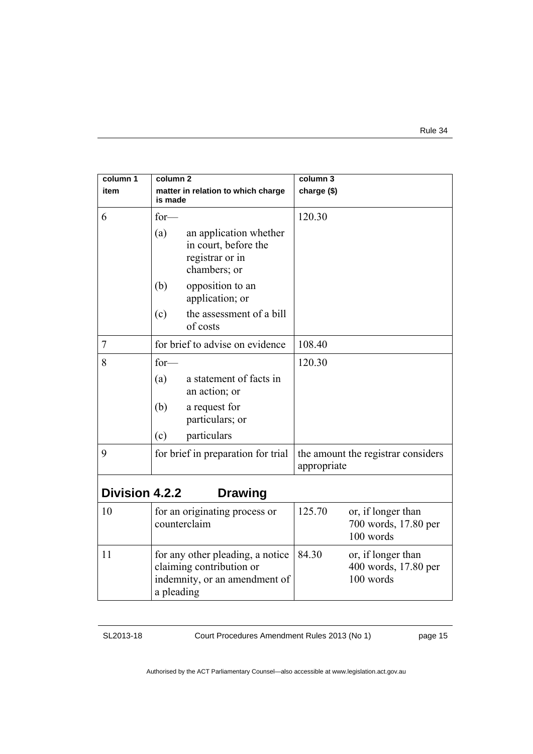| column 1<br>item | column 2<br>matter in relation to which charge is made | column 3<br>charge ($) |
| --- | --- | --- |
| 6 | for—<br>(a) an application whether in court, before the registrar or in chambers; or<br>(b) opposition to an application; or<br>(c) the assessment of a bill of costs | 120.30 |
| 7 | for brief to advise on evidence | 108.40 |
| 8 | for—<br>(a) a statement of facts in an action; or<br>(b) a request for particulars; or<br>(c) particulars | 120.30 |
| 9 | for brief in preparation for trial | the amount the registrar considers appropriate |
| **Division 4.2.2 Drawing** | | |
| 10 | for an originating process or counterclaim | 125.70 or, if longer than 700 words, 17.80 per 100 words |
| 11 | for any other pleading, a notice claiming contribution or indemnity, or an amendment of a pleading | 84.30 or, if longer than 400 words, 17.80 per 100 words |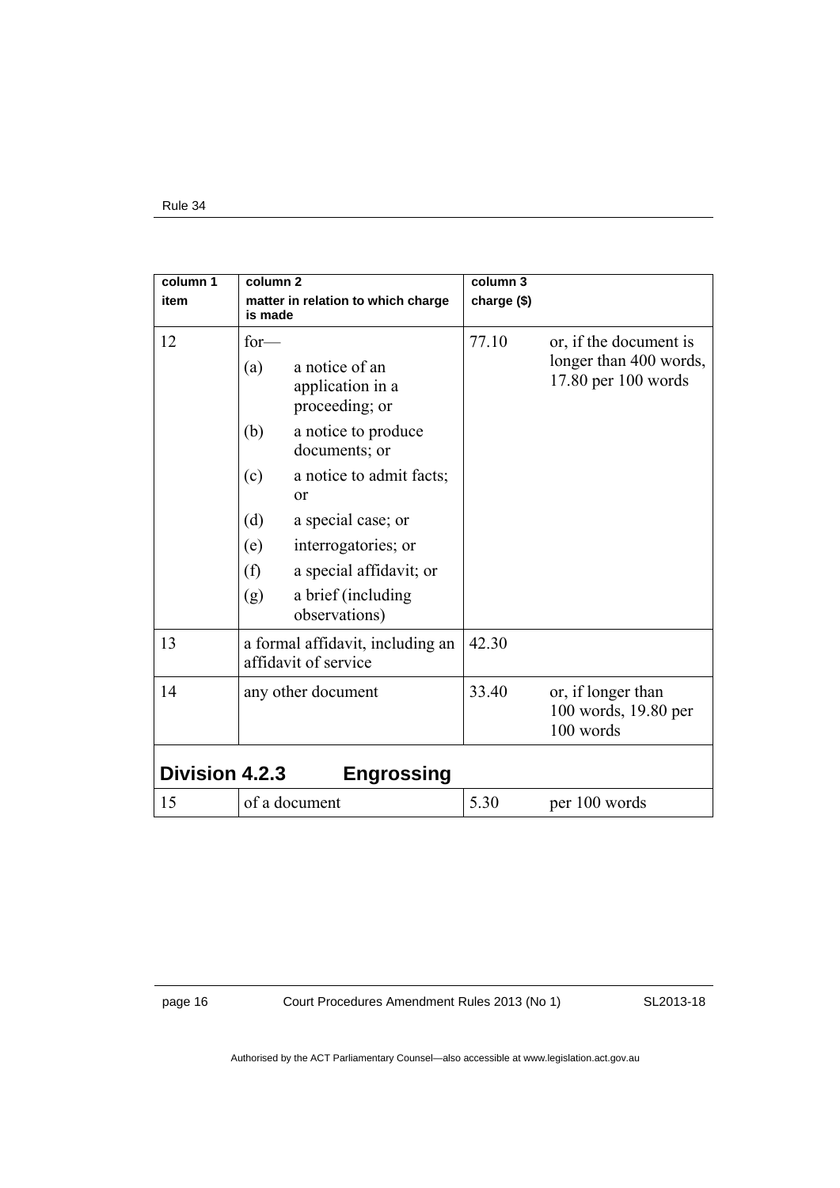| column 1<br>item | column 2<br>matter in relation to which charge is made | column 3<br>charge ($) | |
|---|---|---|---|
| 12 | for—<br>(a) a notice of an application in a proceeding; or<br>(b) a notice to produce documents; or<br>(c) a notice to admit facts; or<br>(d) a special case; or<br>(e) interrogatories; or<br>(f) a special affidavit; or<br>(g) a brief (including observations) | 77.10 | or, if the document is longer than 400 words, 17.80 per 100 words |
| 13 | a formal affidavit, including an affidavit of service | 42.30 | |
| 14 | any other document | 33.40 | or, if longer than 100 words, 19.80 per 100 words |
| **Division 4.2.3** | **Engrossing** | | |
| 15 | of a document | 5.30 | per 100 words |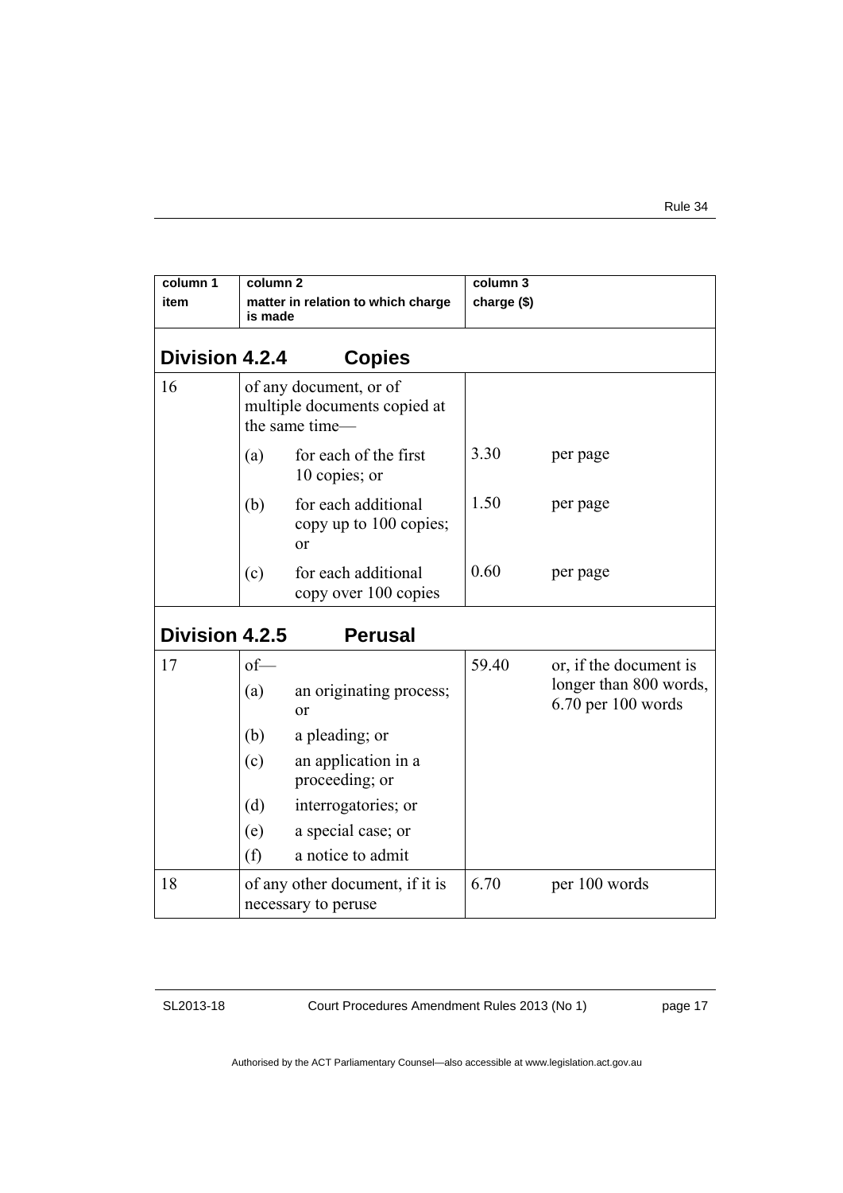| column 1<br>item | column 2<br>matter in relation to which charge is made | column 3<br>charge ($) | |
|---|---|---|---|
| **Division 4.2.4 Copies** | | | |
| 16 | of any document, or of multiple documents copied at the same time— | | |
| | (a) for each of the first 10 copies; or | 3.30 | per page |
| | (b) for each additional copy up to 100 copies; or | 1.50 | per page |
| | (c) for each additional copy over 100 copies | 0.60 | per page |
| **Division 4.2.5 Perusal** | | | |
| 17 | of—<br>(a) an originating process; or<br>(b) a pleading; or<br>(c) an application in a proceeding; or<br>(d) interrogatories; or<br>(e) a special case; or<br>(f) a notice to admit | 59.40 | or, if the document is longer than 800 words, 6.70 per 100 words |
| 18 | of any other document, if it is necessary to peruse | 6.70 | per 100 words |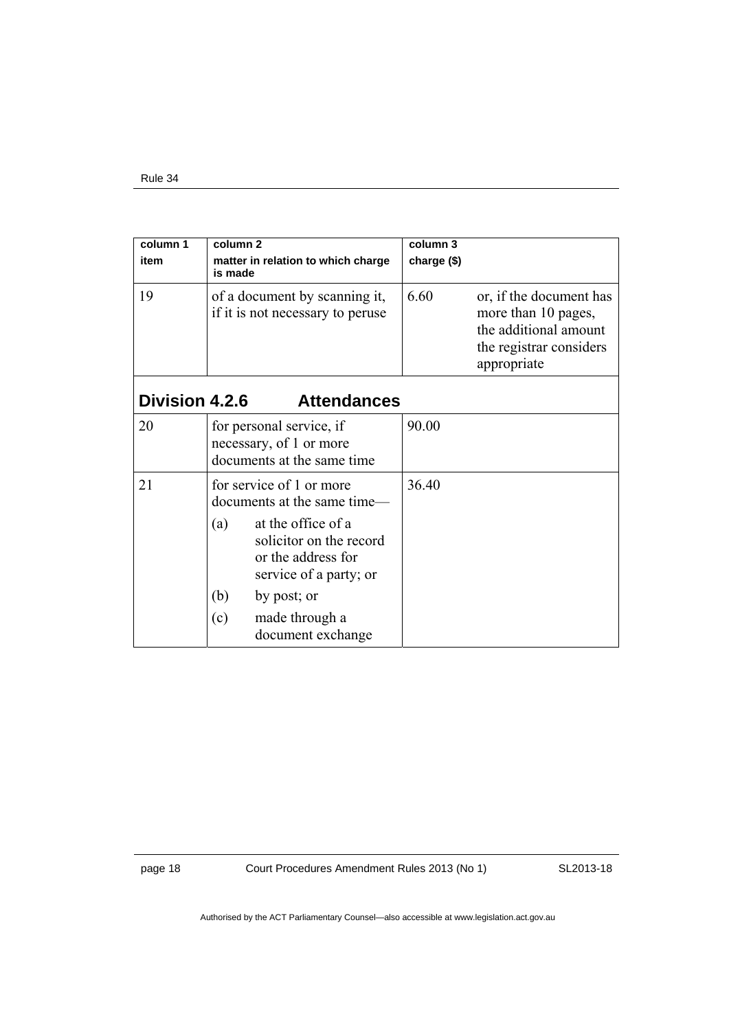| column 1 item | column 2 matter in relation to which charge is made | column 3 charge ($) | |
|---|---|---|---|
| 19 | of a document by scanning it, if it is not necessary to peruse | 6.60 | or, if the document has more than 10 pages, the additional amount the registrar considers appropriate |

## Division 4.2.6 Attendances

| column 1 item | column 2 matter in relation to which charge is made | column 3 charge ($) |
|---|---|---|
| 20 | for personal service, if necessary, of 1 or more documents at the same time | 90.00 |
| 21 | for service of 1 or more documents at the same time—<br>(a) at the office of a solicitor on the record or the address for service of a party; or<br>(b) by post; or<br>(c) made through a document exchange | 36.40 |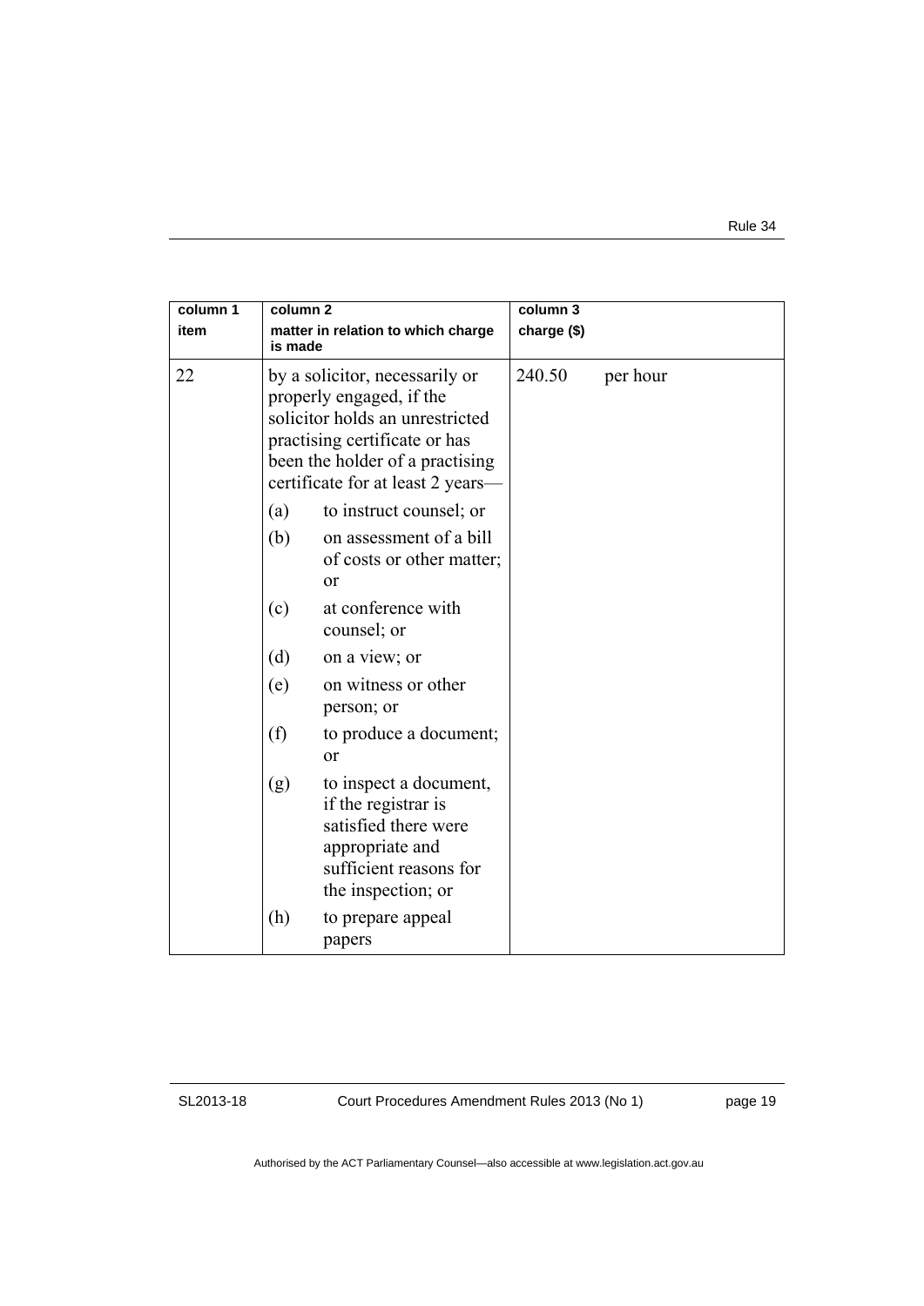| column 1 item | column 2 matter in relation to which charge is made | column 3 charge ($) |
|---|---|---|
| 22 | by a solicitor, necessarily or properly engaged, if the solicitor holds an unrestricted practising certificate or has been the holder of a practising certificate for at least 2 years—<br>(a) to instruct counsel; or<br>(b) on assessment of a bill of costs or other matter; or<br>(c) at conference with counsel; or<br>(d) on a view; or<br>(e) on witness or other person; or<br>(f) to produce a document; or<br>(g) to inspect a document, if the registrar is satisfied there were appropriate and sufficient reasons for the inspection; or<br>(h) to prepare appeal papers | 240.50 per hour |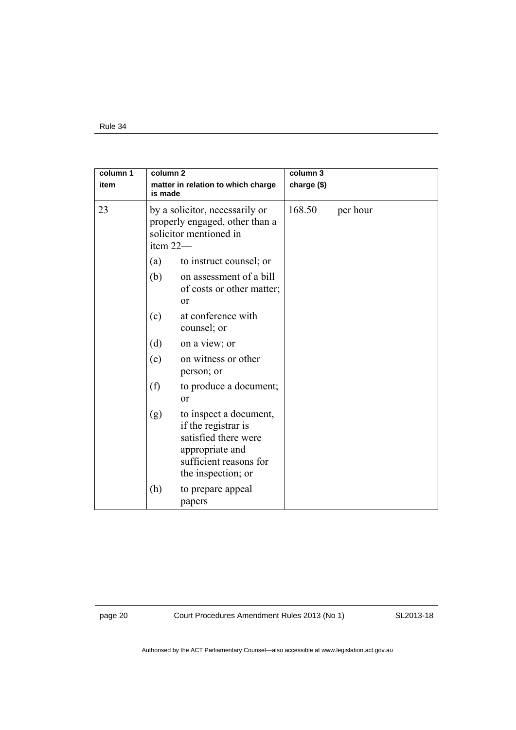| column 1 item | column 2 matter in relation to which charge is made | column 3 charge ($) |
|---|---|---|
| 23 | by a solicitor, necessarily or properly engaged, other than a solicitor mentioned in item 22—<br>(a) to instruct counsel; or<br>(b) on assessment of a bill of costs or other matter; or<br>(c) at conference with counsel; or<br>(d) on a view; or<br>(e) on witness or other person; or<br>(f) to produce a document; or<br>(g) to inspect a document, if the registrar is satisfied there were appropriate and sufficient reasons for the inspection; or<br>(h) to prepare appeal papers | 168.50 per hour |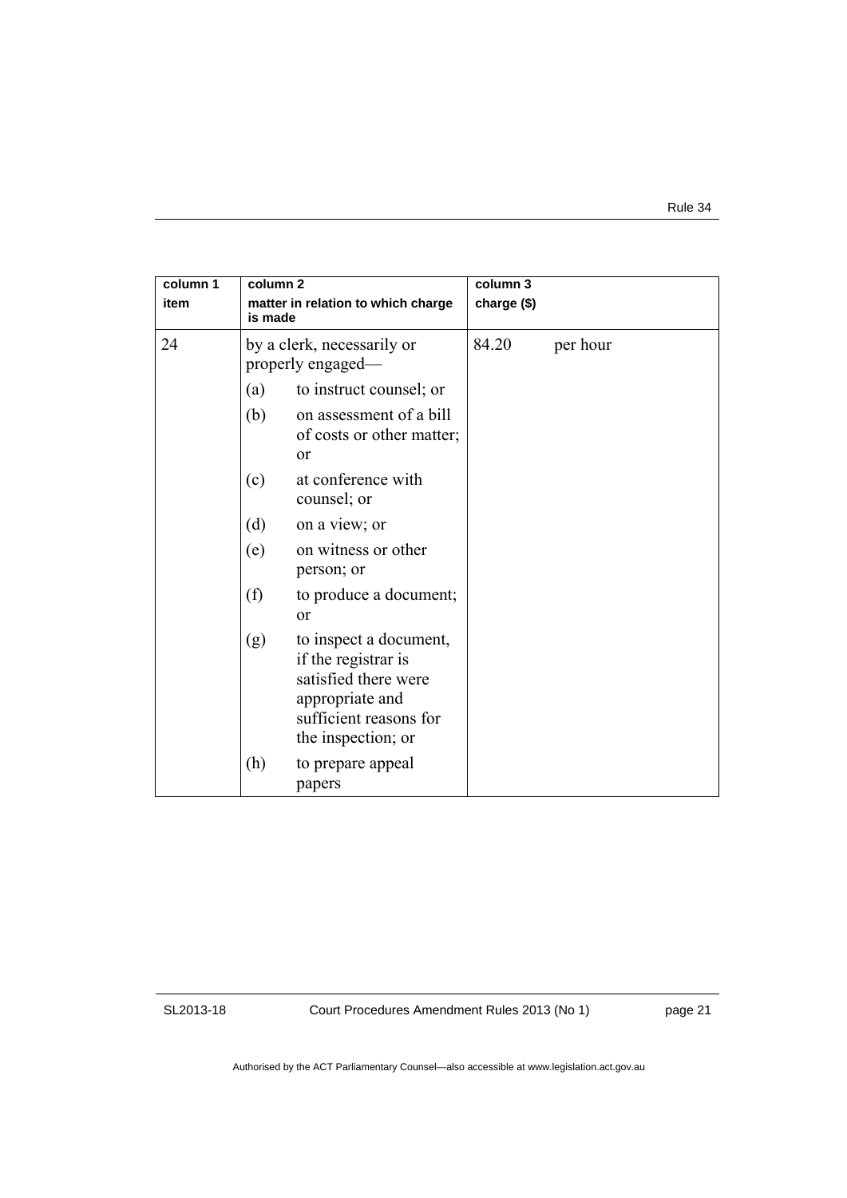| column 1<br>item | column 2<br>matter in relation to which charge is made | column 3<br>charge ($) |
|---|---|---|
| 24 | by a clerk, necessarily or properly engaged—<br>(a) to instruct counsel; or<br>(b) on assessment of a bill of costs or other matter; or<br>(c) at conference with counsel; or<br>(d) on a view; or<br>(e) on witness or other person; or<br>(f) to produce a document; or<br>(g) to inspect a document, if the registrar is satisfied there were appropriate and sufficient reasons for the inspection; or<br>(h) to prepare appeal papers | 84.20 per hour |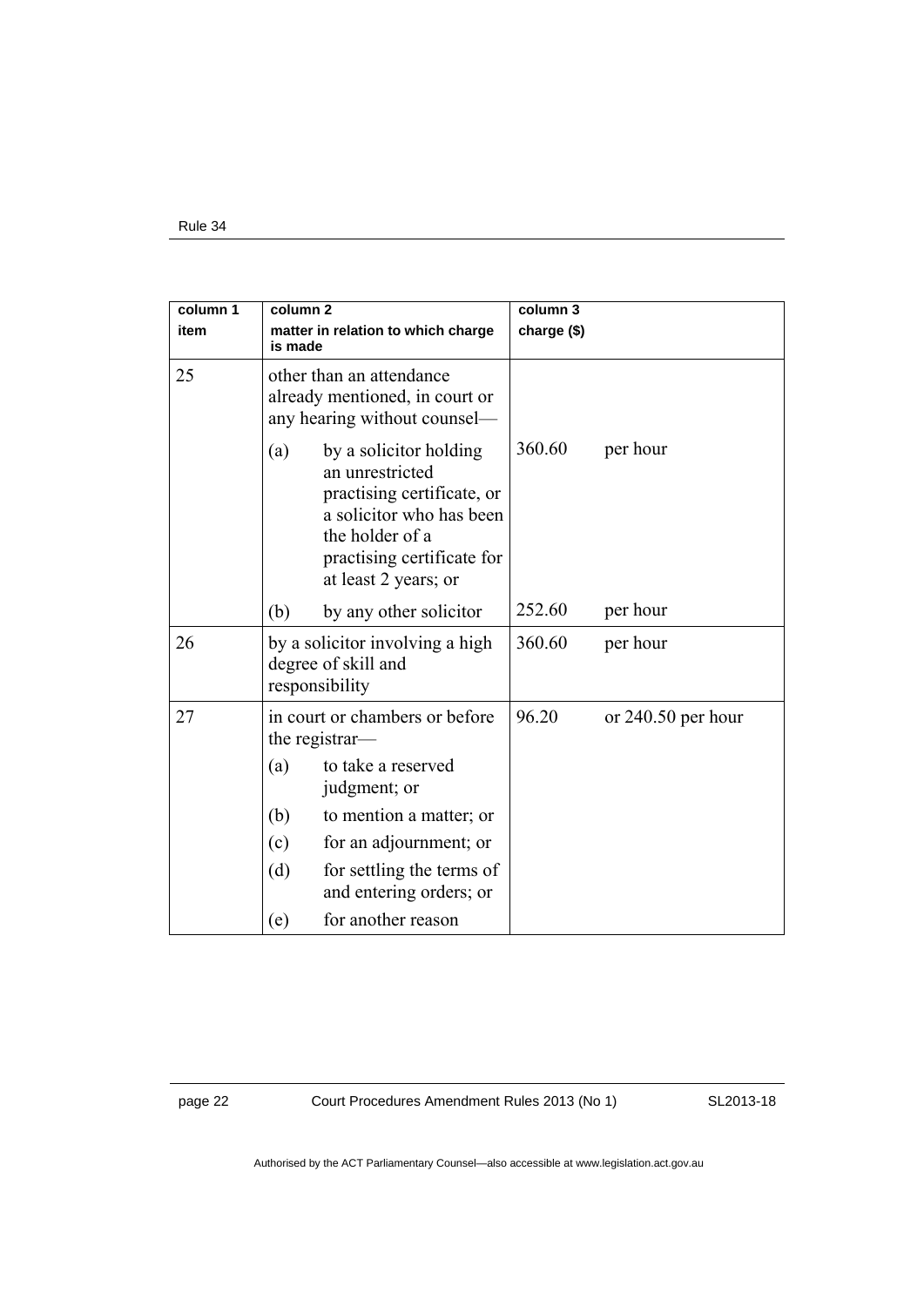| column 1 item | column 2 matter in relation to which charge is made | column 3 charge ($) | |
|---|---|---|---|
| 25 | other than an attendance already mentioned, in court or any hearing without counsel— | | |
| | (a) by a solicitor holding an unrestricted practising certificate, or a solicitor who has been the holder of a practising certificate for at least 2 years; or | 360.60 | per hour |
| | (b) by any other solicitor | 252.60 | per hour |
| 26 | by a solicitor involving a high degree of skill and responsibility | 360.60 | per hour |
| 27 | in court or chambers or before the registrar— (a) to take a reserved judgment; or (b) to mention a matter; or (c) for an adjournment; or (d) for settling the terms of and entering orders; or (e) for another reason | 96.20 | or 240.50 per hour |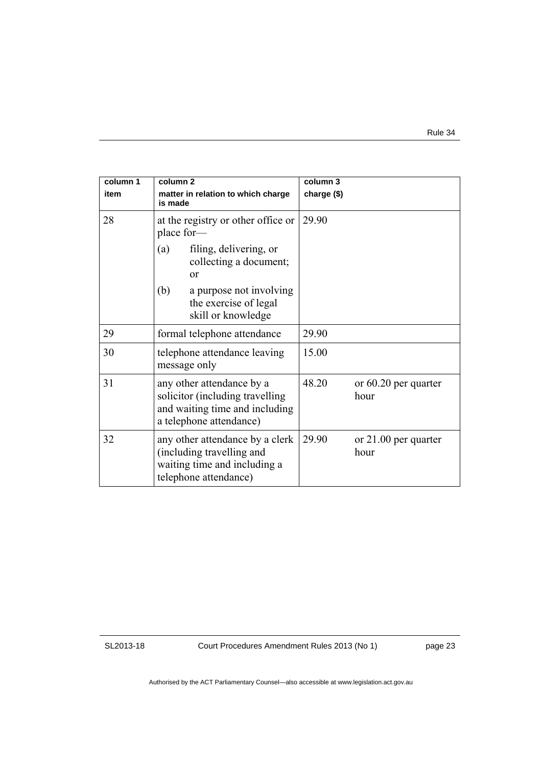| column 1 item | column 2 matter in relation to which charge is made | column 3 charge ($) | |
|---|---|---|---|
| 28 | at the registry or other office or place for—<br>(a) filing, delivering, or collecting a document; or<br>(b) a purpose not involving the exercise of legal skill or knowledge | 29.90 | |
| 29 | formal telephone attendance | 29.90 | |
| 30 | telephone attendance leaving message only | 15.00 | |
| 31 | any other attendance by a solicitor (including travelling and waiting time and including a telephone attendance) | 48.20 | or 60.20 per quarter hour |
| 32 | any other attendance by a clerk (including travelling and waiting time and including a telephone attendance) | 29.90 | or 21.00 per quarter hour |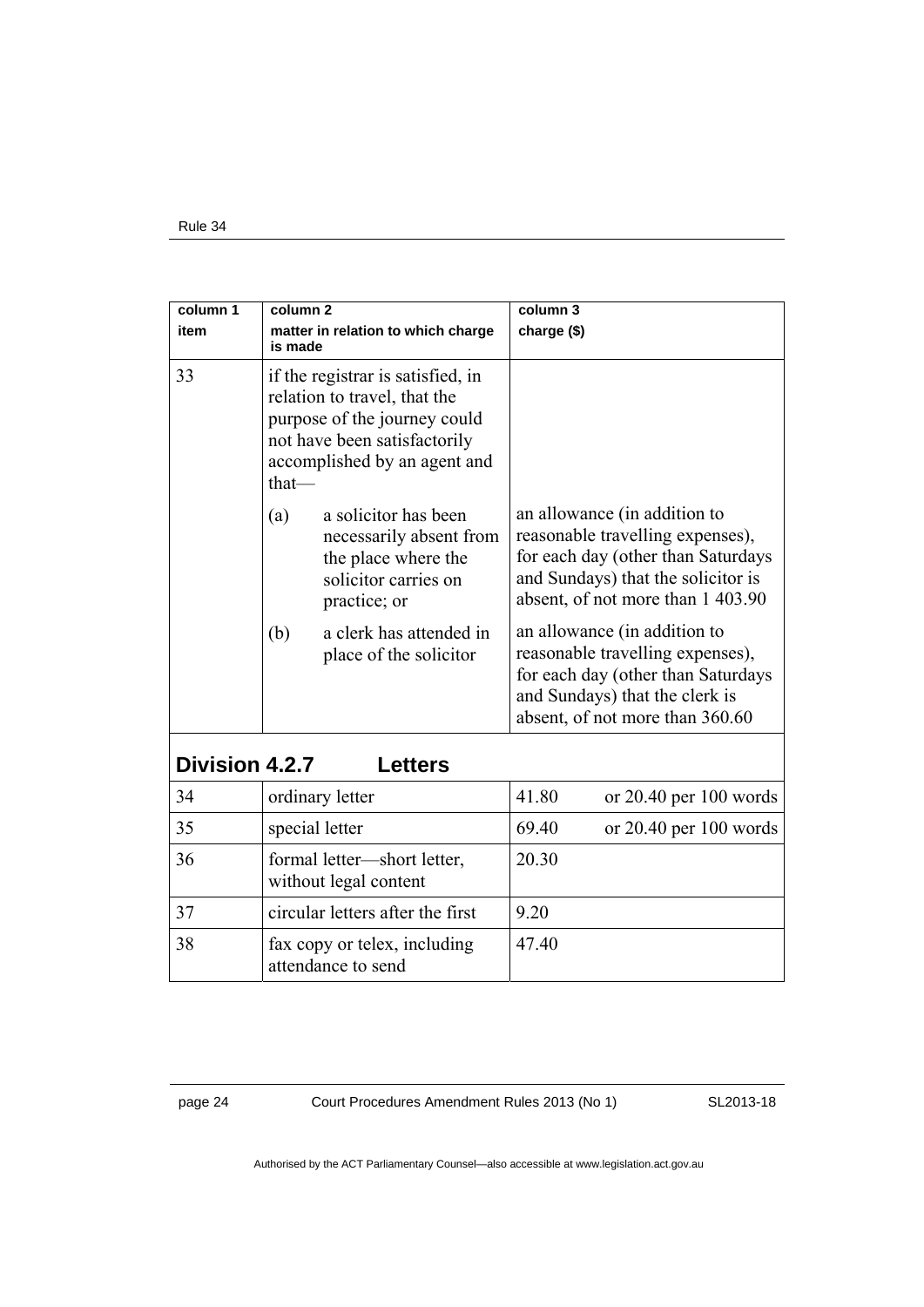| column 1 item | column 2 matter in relation to which charge is made | column 3 charge ($) |
|---|---|---|
| 33 | if the registrar is satisfied, in relation to travel, that the purpose of the journey could not have been satisfactorily accomplished by an agent and that— | |
| | (a) a solicitor has been necessarily absent from the place where the solicitor carries on practice; or | an allowance (in addition to reasonable travelling expenses), for each day (other than Saturdays and Sundays) that the solicitor is absent, of not more than 1 403.90 |
| | (b) a clerk has attended in place of the solicitor | an allowance (in addition to reasonable travelling expenses), for each day (other than Saturdays and Sundays) that the clerk is absent, of not more than 360.60 |
| **Division 4.2.7 Letters** | | |
| 34 | ordinary letter | 41.80 or 20.40 per 100 words |
| 35 | special letter | 69.40 or 20.40 per 100 words |
| 36 | formal letter—short letter, without legal content | 20.30 |
| 37 | circular letters after the first | 9.20 |
| 38 | fax copy or telex, including attendance to send | 47.40 |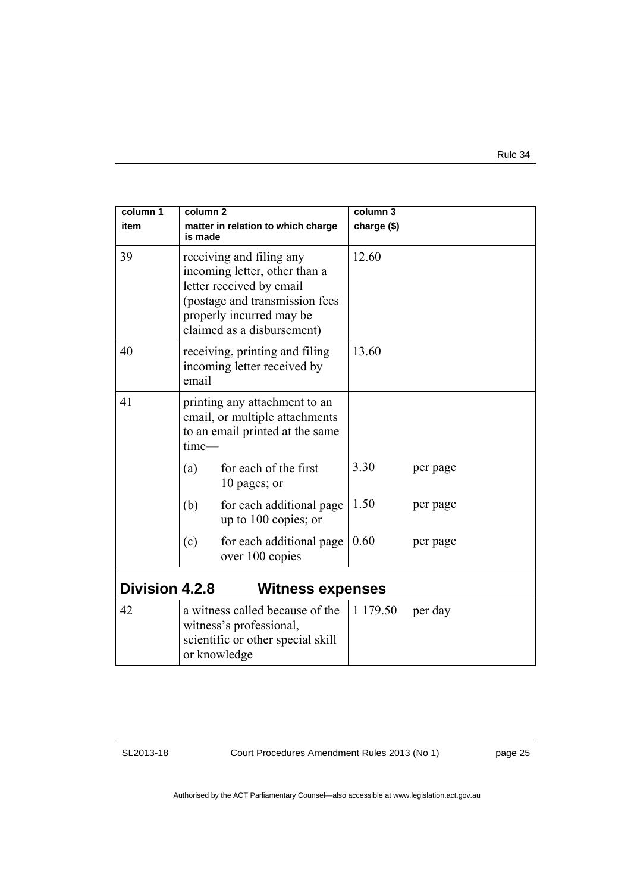| column 1<br>item | column 2<br>matter in relation to which charge is made | column 3<br>charge ($) |
|---|---|---|
| 39 | receiving and filing any incoming letter, other than a letter received by email (postage and transmission fees properly incurred may be claimed as a disbursement) | 12.60 |
| 40 | receiving, printing and filing incoming letter received by email | 13.60 |
| 41 | printing any attachment to an email, or multiple attachments to an email printed at the same time— | |
| | (a) for each of the first 10 pages; or | 3.30 per page |
| | (b) for each additional page up to 100 copies; or | 1.50 per page |
| | (c) for each additional page over 100 copies | 0.60 per page |
| **Division 4.2.8** | **Witness expenses** | |
| 42 | a witness called because of the witness's professional, scientific or other special skill or knowledge | 1 179.50 per day |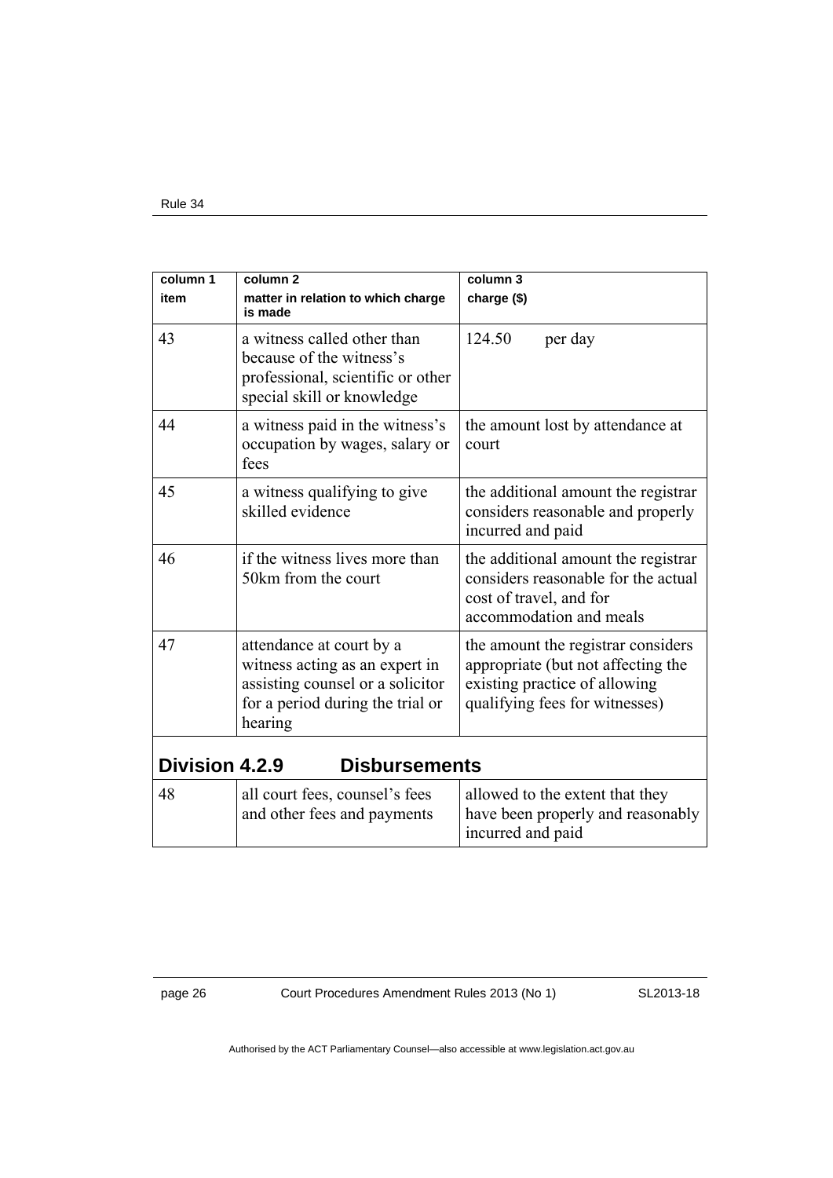| column 1<br>item | column 2<br>matter in relation to which charge is made | column 3<br>charge ($) |
|---|---|---|
| 43 | a witness called other than because of the witness's professional, scientific or other special skill or knowledge | 124.50 per day |
| 44 | a witness paid in the witness's occupation by wages, salary or fees | the amount lost by attendance at court |
| 45 | a witness qualifying to give skilled evidence | the additional amount the registrar considers reasonable and properly incurred and paid |
| 46 | if the witness lives more than 50km from the court | the additional amount the registrar considers reasonable for the actual cost of travel, and for accommodation and meals |
| 47 | attendance at court by a witness acting as an expert in assisting counsel or a solicitor for a period during the trial or hearing | the amount the registrar considers appropriate (but not affecting the existing practice of allowing qualifying fees for witnesses) |
| **Division 4.2.9 Disbursements** | | |
| 48 | all court fees, counsel's fees and other fees and payments | allowed to the extent that they have been properly and reasonably incurred and paid |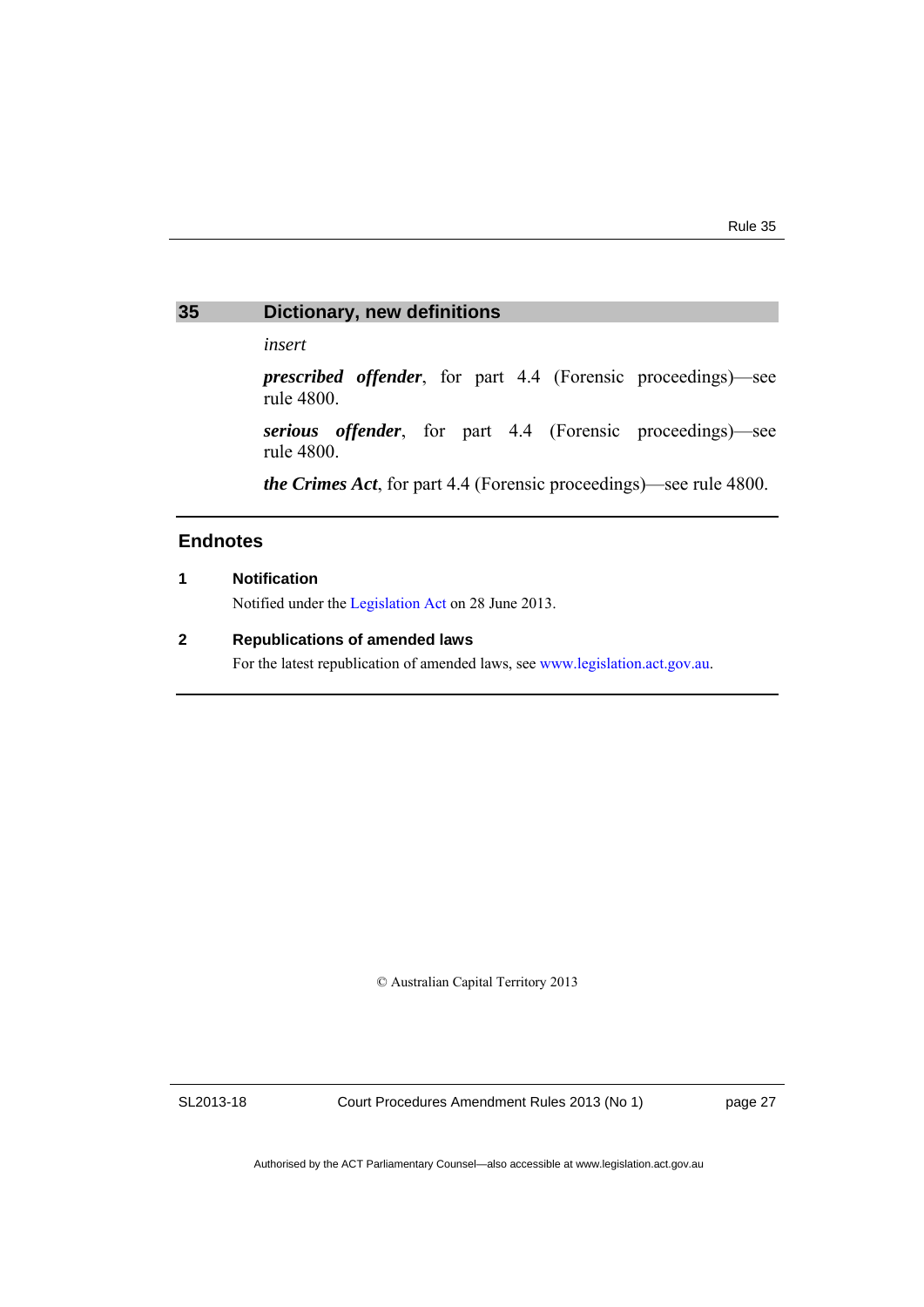## 35 Dictionary, new definitions

*insert*

***prescribed offender***, for part 4.4 (Forensic proceedings)—see rule 4800.

***serious offender***, for part 4.4 (Forensic proceedings)—see rule 4800.

***the Crimes Act***, for part 4.4 (Forensic proceedings)—see rule 4800.

## Endnotes

### 1 Notification

Notified under the Legislation Act on 28 June 2013.

### 2 Republications of amended laws

For the latest republication of amended laws, see www.legislation.act.gov.au.

© Australian Capital Territory 2013